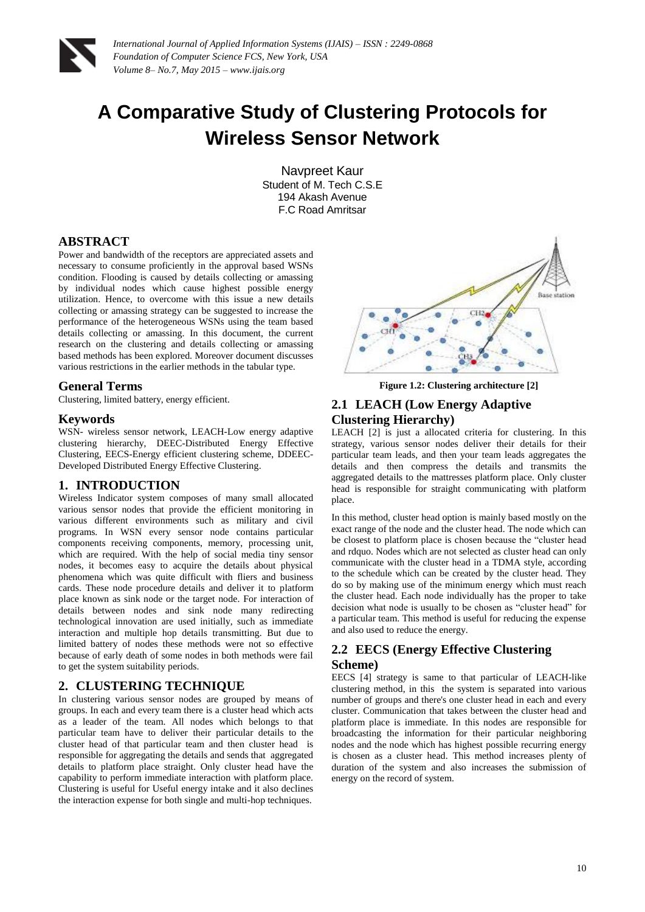# A Comparative Study of Clustering Protocols for Wireless Sensor Network

Navpreet Kaur
Student of M. Tech C.S.E
194 Akash Avenue
F.C Road Amritsar

## ABSTRACT

Power and bandwidth of the receptors are appreciated assets and necessary to consume proficiently in the approval based WSNs condition. Flooding is caused by details collecting or amassing by individual nodes which cause highest possible energy utilization. Hence, to overcome with this issue a new details collecting or amassing strategy can be suggested to increase the performance of the heterogeneous WSNs using the team based details collecting or amassing. In this document, the current research on the clustering and details collecting or amassing based methods has been explored. Moreover document discusses various restrictions in the earlier methods in the tabular type.

## General Terms

Clustering, limited battery, energy efficient.

## Keywords

WSN- wireless sensor network, LEACH-Low energy adaptive clustering hierarchy, DEEC-Distributed Energy Effective Clustering, EECS-Energy efficient clustering scheme, DDEEC-Developed Distributed Energy Effective Clustering.

## 1. INTRODUCTION

Wireless Indicator system composes of many small allocated various sensor nodes that provide the efficient monitoring in various different environments such as military and civil programs. In WSN every sensor node contains particular components receiving components, memory, processing unit, which are required. With the help of social media tiny sensor nodes, it becomes easy to acquire the details about physical phenomena which was quite difficult with fliers and business cards. These node procedure details and deliver it to platform place known as sink node or the target node. For interaction of details between nodes and sink node many redirecting technological innovation are used initially, such as immediate interaction and multiple hop details transmitting. But due to limited battery of nodes these methods were not so effective because of early death of some nodes in both methods were fail to get the system suitability periods.

## 2. CLUSTERING TECHNIQUE

In clustering various sensor nodes are grouped by means of groups. In each and every team there is a cluster head which acts as a leader of the team. All nodes which belongs to that particular team have to deliver their particular details to the cluster head of that particular team and then cluster head is responsible for aggregating the details and sends that aggregated details to platform place straight. Only cluster head have the capability to perform immediate interaction with platform place. Clustering is useful for Useful energy intake and it also declines the interaction expense for both single and multi-hop techniques.

**Figure 1.2: Clustering architecture [2]**

### 2.1 LEACH (Low Energy Adaptive Clustering Hierarchy)

LEACH [2] is just a allocated criteria for clustering. In this strategy, various sensor nodes deliver their details for their particular team leads, and then your team leads aggregates the details and then compress the details and transmits the aggregated details to the mattresses platform place. Only cluster head is responsible for straight communicating with platform place.

In this method, cluster head option is mainly based mostly on the exact range of the node and the cluster head. The node which can be closest to platform place is chosen because the "cluster head and rdquo. Nodes which are not selected as cluster head can only communicate with the cluster head in a TDMA style, according to the schedule which can be created by the cluster head. They do so by making use of the minimum energy which must reach the cluster head. Each node individually has the proper to take decision what node is usually to be chosen as "cluster head" for a particular team. This method is useful for reducing the expense and also used to reduce the energy.

### 2.2 EECS (Energy Effective Clustering Scheme)

EECS [4] strategy is same to that particular of LEACH-like clustering method, in this the system is separated into various number of groups and there's one cluster head in each and every cluster. Communication that takes between the cluster head and platform place is immediate. In this nodes are responsible for broadcasting the information for their particular neighboring nodes and the node which has highest possible recurring energy is chosen as a cluster head. This method increases plenty of duration of the system and also increases the submission of energy on the record of system.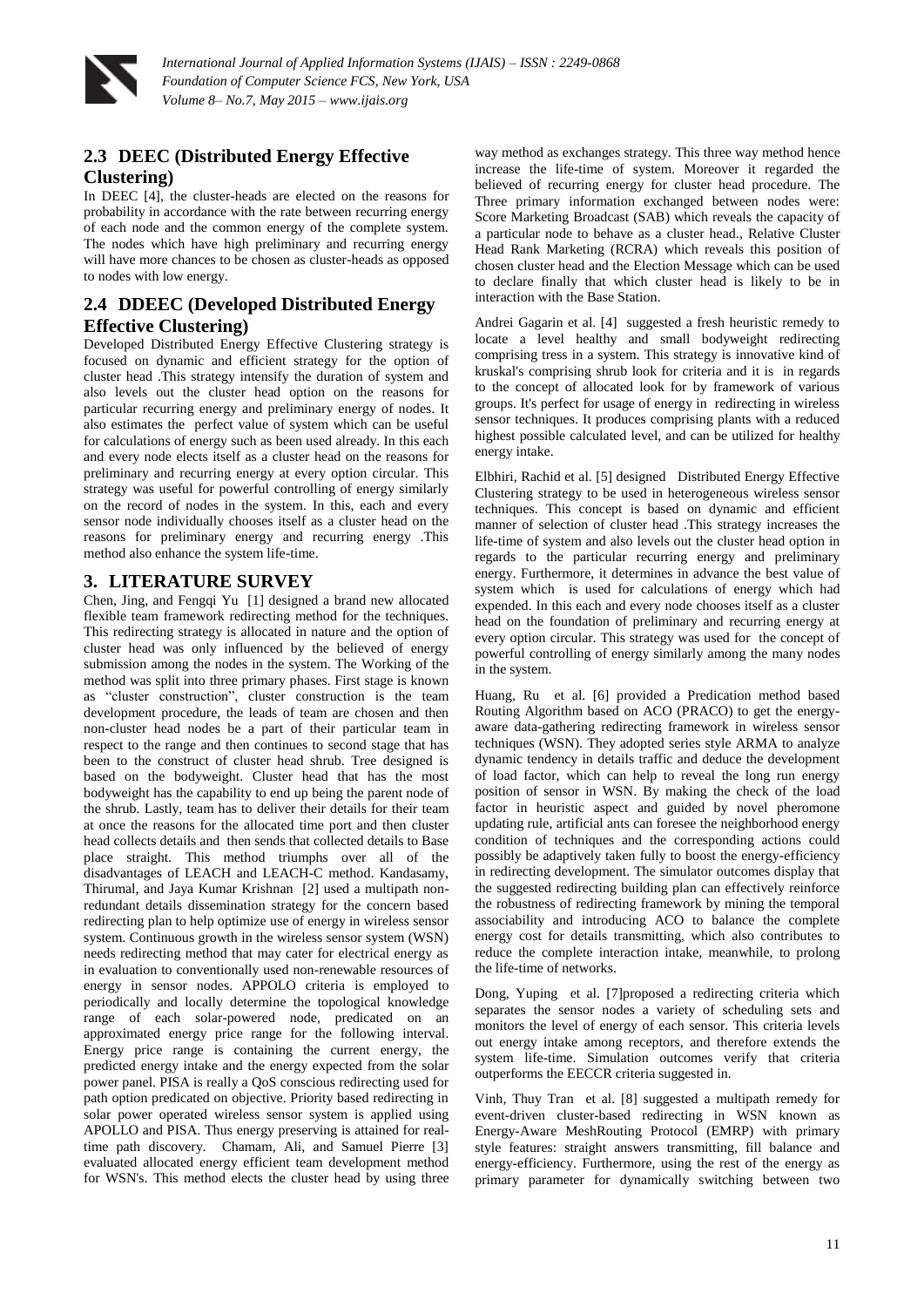## 2.3 DEEC (Distributed Energy Effective Clustering)

In DEEC [4], the cluster-heads are elected on the reasons for probability in accordance with the rate between recurring energy of each node and the common energy of the complete system. The nodes which have high preliminary and recurring energy will have more chances to be chosen as cluster-heads as opposed to nodes with low energy.

## 2.4 DDEEC (Developed Distributed Energy Effective Clustering)

Developed Distributed Energy Effective Clustering strategy is focused on dynamic and efficient strategy for the option of cluster head .This strategy intensify the duration of system and also levels out the cluster head option on the reasons for particular recurring energy and preliminary energy of nodes. It also estimates the perfect value of system which can be useful for calculations of energy such as been used already. In this each and every node elects itself as a cluster head on the reasons for preliminary and recurring energy at every option circular. This strategy was useful for powerful controlling of energy similarly on the record of nodes in the system. In this, each and every sensor node individually chooses itself as a cluster head on the reasons for preliminary energy and recurring energy .This method also enhance the system life-time.

# 3. LITERATURE SURVEY

Chen, Jing, and Fengqi Yu [1] designed a brand new allocated flexible team framework redirecting method for the techniques. This redirecting strategy is allocated in nature and the option of cluster head was only influenced by the believed of energy submission among the nodes in the system. The Working of the method was split into three primary phases. First stage is known as "cluster construction", cluster construction is the team development procedure, the leads of team are chosen and then non-cluster head nodes be a part of their particular team in respect to the range and then continues to second stage that has been to the construct of cluster head shrub. Tree designed is based on the bodyweight. Cluster head that has the most bodyweight has the capability to end up being the parent node of the shrub. Lastly, team has to deliver their details for their team at once the reasons for the allocated time port and then cluster head collects details and then sends that collected details to Base place straight. This method triumphs over all of the disadvantages of LEACH and LEACH-C method. Kandasamy, Thirumal, and Jaya Kumar Krishnan [2] used a multipath non-redundant details dissemination strategy for the concern based redirecting plan to help optimize use of energy in wireless sensor system. Continuous growth in the wireless sensor system (WSN) needs redirecting method that may cater for electrical energy as in evaluation to conventionally used non-renewable resources of energy in sensor nodes. APPOLO criteria is employed to periodically and locally determine the topological knowledge range of each solar-powered node, predicated on an approximated energy price range for the following interval. Energy price range is containing the current energy, the predicted energy intake and the energy expected from the solar power panel. PISA is really a QoS conscious redirecting used for path option predicated on objective. Priority based redirecting in solar power operated wireless sensor system is applied using APOLLO and PISA. Thus energy preserving is attained for real-time path discovery. Chamam, Ali, and Samuel Pierre [3] evaluated allocated energy efficient team development method for WSN's. This method elects the cluster head by using three way method as exchanges strategy. This three way method hence increase the life-time of system. Moreover it regarded the believed of recurring energy for cluster head procedure. The Three primary information exchanged between nodes were: Score Marketing Broadcast (SAB) which reveals the capacity of a particular node to behave as a cluster head., Relative Cluster Head Rank Marketing (RCRA) which reveals this position of chosen cluster head and the Election Message which can be used to declare finally that which cluster head is likely to be in interaction with the Base Station.

Andrei Gagarin et al. [4] suggested a fresh heuristic remedy to locate a level healthy and small bodyweight redirecting comprising tress in a system. This strategy is innovative kind of kruskal's comprising shrub look for criteria and it is in regards to the concept of allocated look for by framework of various groups. It's perfect for usage of energy in redirecting in wireless sensor techniques. It produces comprising plants with a reduced highest possible calculated level, and can be utilized for healthy energy intake.

Elbhiri, Rachid et al. [5] designed Distributed Energy Effective Clustering strategy to be used in heterogeneous wireless sensor techniques. This concept is based on dynamic and efficient manner of selection of cluster head .This strategy increases the life-time of system and also levels out the cluster head option in regards to the particular recurring energy and preliminary energy. Furthermore, it determines in advance the best value of system which is used for calculations of energy which had expended. In this each and every node chooses itself as a cluster head on the foundation of preliminary and recurring energy at every option circular. This strategy was used for the concept of powerful controlling of energy similarly among the many nodes in the system.

Huang, Ru et al. [6] provided a Predication method based Routing Algorithm based on ACO (PRACO) to get the energy-aware data-gathering redirecting framework in wireless sensor techniques (WSN). They adopted series style ARMA to analyze dynamic tendency in details traffic and deduce the development of load factor, which can help to reveal the long run energy position of sensor in WSN. By making the check of the load factor in heuristic aspect and guided by novel pheromone updating rule, artificial ants can foresee the neighborhood energy condition of techniques and the corresponding actions could possibly be adaptively taken fully to boost the energy-efficiency in redirecting development. The simulator outcomes display that the suggested redirecting building plan can effectively reinforce the robustness of redirecting framework by mining the temporal associability and introducing ACO to balance the complete energy cost for details transmitting, which also contributes to reduce the complete interaction intake, meanwhile, to prolong the life-time of networks.

Dong, Yuping et al. [7]proposed a redirecting criteria which separates the sensor nodes a variety of scheduling sets and monitors the level of energy of each sensor. This criteria levels out energy intake among receptors, and therefore extends the system life-time. Simulation outcomes verify that criteria outperforms the EECCR criteria suggested in.

Vinh, Thuy Tran et al. [8] suggested a multipath remedy for event-driven cluster-based redirecting in WSN known as Energy-Aware MeshRouting Protocol (EMRP) with primary style features: straight answers transmitting, fill balance and energy-efficiency. Furthermore, using the rest of the energy as primary parameter for dynamically switching between two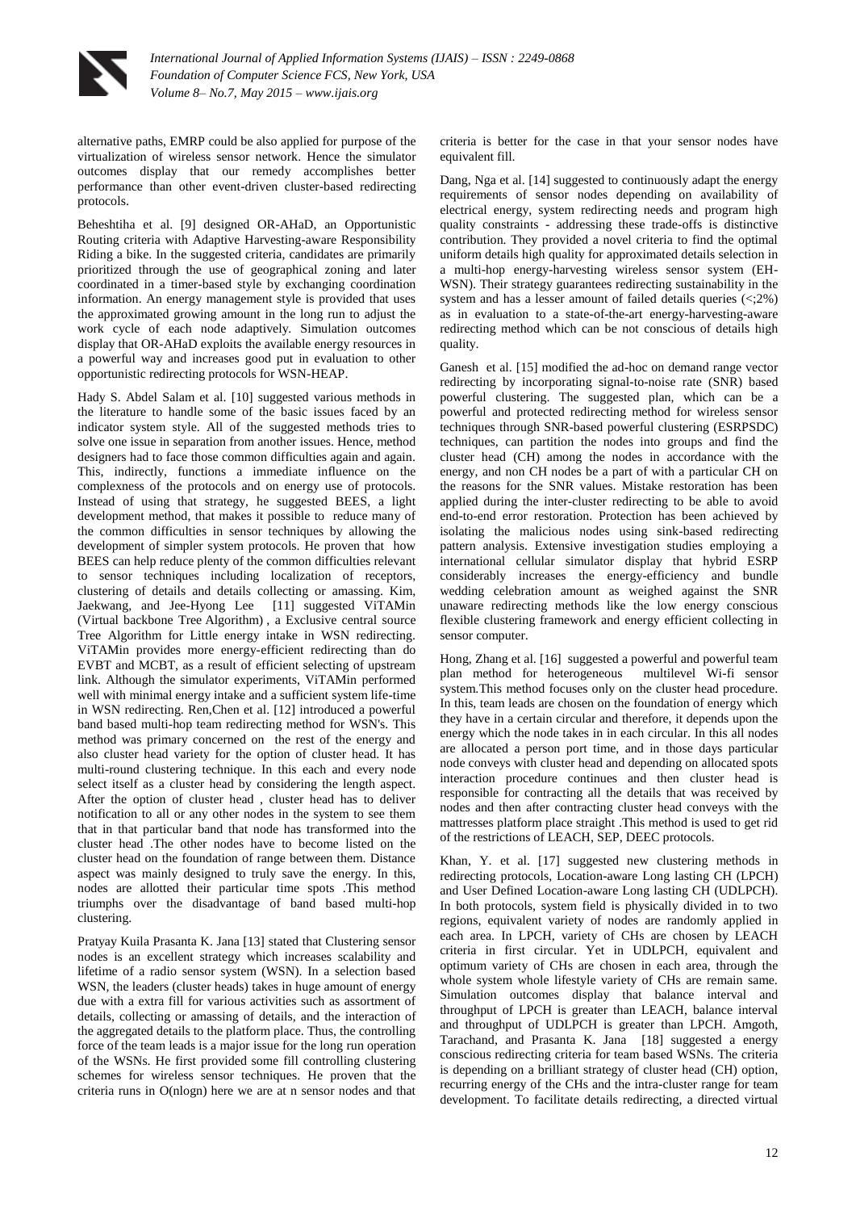alternative paths, EMRP could be also applied for purpose of the virtualization of wireless sensor network. Hence the simulator outcomes display that our remedy accomplishes better performance than other event-driven cluster-based redirecting protocols.

Beheshtiha et al. [9] designed OR-AHaD, an Opportunistic Routing criteria with Adaptive Harvesting-aware Responsibility Riding a bike. In the suggested criteria, candidates are primarily prioritized through the use of geographical zoning and later coordinated in a timer-based style by exchanging coordination information. An energy management style is provided that uses the approximated growing amount in the long run to adjust the work cycle of each node adaptively. Simulation outcomes display that OR-AHaD exploits the available energy resources in a powerful way and increases good put in evaluation to other opportunistic redirecting protocols for WSN-HEAP.

Hady S. Abdel Salam et al. [10] suggested various methods in the literature to handle some of the basic issues faced by an indicator system style. All of the suggested methods tries to solve one issue in separation from another issues. Hence, method designers had to face those common difficulties again and again. This, indirectly, functions a immediate influence on the complexness of the protocols and on energy use of protocols. Instead of using that strategy, he suggested BEES, a light development method, that makes it possible to reduce many of the common difficulties in sensor techniques by allowing the development of simpler system protocols. He proven that how BEES can help reduce plenty of the common difficulties relevant to sensor techniques including localization of receptors, clustering of details and details collecting or amassing. Kim, Jaekwang, and Jee-Hyong Lee [11] suggested ViTAMin (Virtual backbone Tree Algorithm) , a Exclusive central source Tree Algorithm for Little energy intake in WSN redirecting. ViTAMin provides more energy-efficient redirecting than do EVBT and MCBT, as a result of efficient selecting of upstream link. Although the simulator experiments, ViTAMin performed well with minimal energy intake and a sufficient system life-time in WSN redirecting. Ren,Chen et al. [12] introduced a powerful band based multi-hop team redirecting method for WSN's. This method was primary concerned on the rest of the energy and also cluster head variety for the option of cluster head. It has multi-round clustering technique. In this each and every node select itself as a cluster head by considering the length aspect. After the option of cluster head , cluster head has to deliver notification to all or any other nodes in the system to see them that in that particular band that node has transformed into the cluster head .The other nodes have to become listed on the cluster head on the foundation of range between them. Distance aspect was mainly designed to truly save the energy. In this, nodes are allotted their particular time spots .This method triumphs over the disadvantage of band based multi-hop clustering.

Pratyay Kuila Prasanta K. Jana [13] stated that Clustering sensor nodes is an excellent strategy which increases scalability and lifetime of a radio sensor system (WSN). In a selection based WSN, the leaders (cluster heads) takes in huge amount of energy due with a extra fill for various activities such as assortment of details, collecting or amassing of details, and the interaction of the aggregated details to the platform place. Thus, the controlling force of the team leads is a major issue for the long run operation of the WSNs. He first provided some fill controlling clustering schemes for wireless sensor techniques. He proven that the criteria runs in O(nlogn) here we are at n sensor nodes and that criteria is better for the case in that your sensor nodes have equivalent fill.

Dang, Nga et al. [14] suggested to continuously adapt the energy requirements of sensor nodes depending on availability of electrical energy, system redirecting needs and program high quality constraints - addressing these trade-offs is distinctive contribution. They provided a novel criteria to find the optimal uniform details high quality for approximated details selection in a multi-hop energy-harvesting wireless sensor system (EH-WSN). Their strategy guarantees redirecting sustainability in the system and has a lesser amount of failed details queries (<;2%) as in evaluation to a state-of-the-art energy-harvesting-aware redirecting method which can be not conscious of details high quality.

Ganesh et al. [15] modified the ad-hoc on demand range vector redirecting by incorporating signal-to-noise rate (SNR) based powerful clustering. The suggested plan, which can be a powerful and protected redirecting method for wireless sensor techniques through SNR-based powerful clustering (ESRPSDC) techniques, can partition the nodes into groups and find the cluster head (CH) among the nodes in accordance with the energy, and non CH nodes be a part of with a particular CH on the reasons for the SNR values. Mistake restoration has been applied during the inter-cluster redirecting to be able to avoid end-to-end error restoration. Protection has been achieved by isolating the malicious nodes using sink-based redirecting pattern analysis. Extensive investigation studies employing a international cellular simulator display that hybrid ESRP considerably increases the energy-efficiency and bundle wedding celebration amount as weighed against the SNR unaware redirecting methods like the low energy conscious flexible clustering framework and energy efficient collecting in sensor computer.

Hong, Zhang et al. [16] suggested a powerful and powerful team plan method for heterogeneous multilevel Wi-fi sensor system.This method focuses only on the cluster head procedure. In this, team leads are chosen on the foundation of energy which they have in a certain circular and therefore, it depends upon the energy which the node takes in in each circular. In this all nodes are allocated a person port time, and in those days particular node conveys with cluster head and depending on allocated spots interaction procedure continues and then cluster head is responsible for contracting all the details that was received by nodes and then after contracting cluster head conveys with the mattresses platform place straight .This method is used to get rid of the restrictions of LEACH, SEP, DEEC protocols.

Khan, Y. et al. [17] suggested new clustering methods in redirecting protocols, Location-aware Long lasting CH (LPCH) and User Defined Location-aware Long lasting CH (UDLPCH). In both protocols, system field is physically divided in to two regions, equivalent variety of nodes are randomly applied in each area. In LPCH, variety of CHs are chosen by LEACH criteria in first circular. Yet in UDLPCH, equivalent and optimum variety of CHs are chosen in each area, through the whole system whole lifestyle variety of CHs are remain same. Simulation outcomes display that balance interval and throughput of LPCH is greater than LEACH, balance interval and throughput of UDLPCH is greater than LPCH. Amgoth, Tarachand, and Prasanta K. Jana [18] suggested a energy conscious redirecting criteria for team based WSNs. The criteria is depending on a brilliant strategy of cluster head (CH) option, recurring energy of the CHs and the intra-cluster range for team development. To facilitate details redirecting, a directed virtual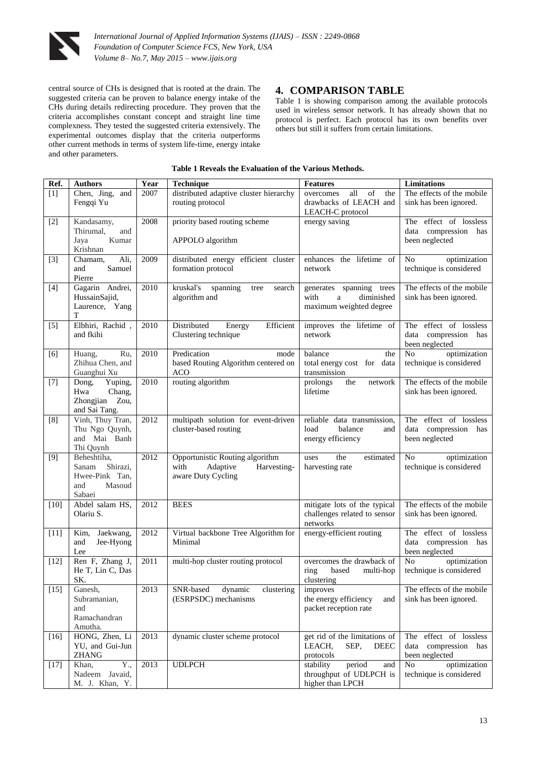central source of CHs is designed that is rooted at the drain. The suggested criteria can be proven to balance energy intake of the CHs during details redirecting procedure. They proven that the criteria accomplishes constant concept and straight line time complexness. They tested the suggested criteria extensively. The experimental outcomes display that the criteria outperforms other current methods in terms of system life-time, energy intake and other parameters.

## 4. COMPARISON TABLE

Table 1 is showing comparison among the available protocols used in wireless sensor network. It has already shown that no protocol is perfect. Each protocol has its own benefits over others but still it suffers from certain limitations.

**Table 1 Reveals the Evaluation of the Various Methods.**

| Ref. | Authors | Year | Technique | Features | Limitations |
|---|---|---|---|---|---|
| [1] | Chen, Jing, and Fengqi Yu | 2007 | distributed adaptive cluster hierarchy routing protocol | overcomes all of the drawbacks of LEACH and LEACH-C protocol | The effects of the mobile sink has been ignored. |
| [2] | Kandasamy, Thirumal, and Jaya Kumar Krishnan | 2008 | priority based routing scheme APPOLO algorithm | energy saving | The effect of lossless data compression has been neglected |
| [3] | Chamam, Ali, and Samuel Pierre | 2009 | distributed energy efficient cluster formation protocol | enhances the lifetime of network | No optimization technique is considered |
| [4] | Gagarin Andrei, HussainSajid, Laurence, Yang T | 2010 | kruskal's spanning tree search algorithm and | generates spanning trees with a diminished maximum weighted degree | The effects of the mobile sink has been ignored. |
| [5] | Elbhiri, Rachid , and fkihi | 2010 | Distributed Energy Efficient Clustering technique | improves the lifetime of network | The effect of lossless data compression has been neglected |
| [6] | Huang, Ru, Zhihua Chen, and Guanghui Xu | 2010 | Predication mode based Routing Algorithm centered on ACO | balance the total energy cost for data transmission | No optimization technique is considered |
| [7] | Dong, Yuping, Hwa Chang, Zhongjian Zou, and Sai Tang. | 2010 | routing algorithm | prolongs the network lifetime | The effects of the mobile sink has been ignored. |
| [8] | Vinh, Thuy Tran, Thu Ngo Quynh, and Mai Banh Thi Quynh | 2012 | multipath solution for event-driven cluster-based routing | reliable data transmission, load balance and energy efficiency | The effect of lossless data compression has been neglected |
| [9] | Beheshtiha, Sanam Shirazi, Hwee-Pink Tan, and Masoud Sabaei | 2012 | Opportunistic Routing algorithm with Adaptive Harvesting-aware Duty Cycling | uses the estimated harvesting rate | No optimization technique is considered |
| [10] | Abdel salam HS, Olariu S. | 2012 | BEES | mitigate lots of the typical challenges related to sensor networks | The effects of the mobile sink has been ignored. |
| [11] | Kim, Jaekwang, and Jee-Hyong Lee | 2012 | Virtual backbone Tree Algorithm for Minimal | energy-efficient routing | The effect of lossless data compression has been neglected |
| [12] | Ren F, Zhang J, He T, Lin C, Das SK. | 2011 | multi-hop cluster routing protocol | overcomes the drawback of ring based multi-hop clustering | No optimization technique is considered |
| [15] | Ganesh, Subramanian, and Ramachandran Amutha. | 2013 | SNR-based dynamic clustering (ESRPSDC) mechanisms | improves the energy efficiency and packet reception rate | The effects of the mobile sink has been ignored. |
| [16] | HONG, Zhen, Li YU, and Gui-Jun ZHANG | 2013 | dynamic cluster scheme protocol | get rid of the limitations of LEACH, SEP, DEEC protocols | The effect of lossless data compression has been neglected |
| [17] | Khan, Y., Nadeem Javaid, M. J. Khan, Y. | 2013 | UDLPCH | stability period and throughput of UDLPCH is higher than LPCH | No optimization technique is considered |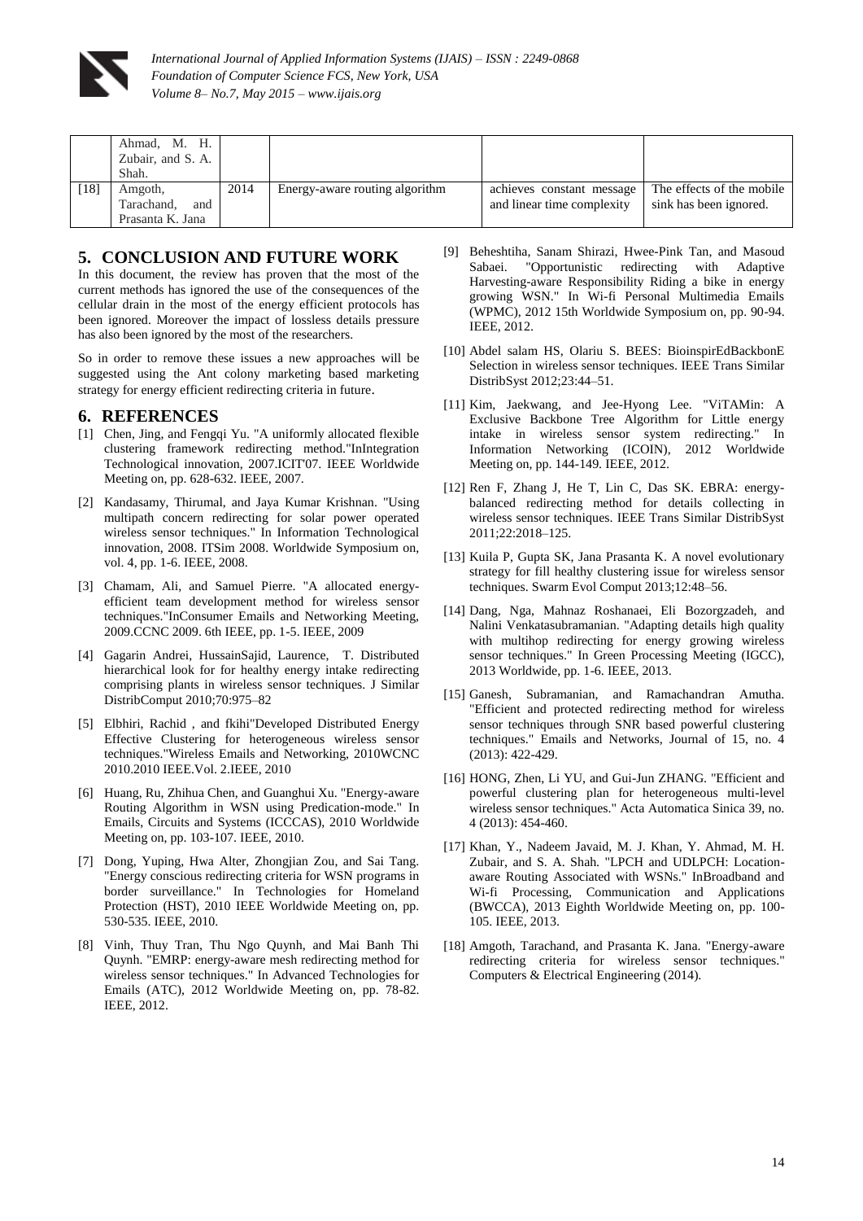| | | | | | |
|---|---|---|---|---|---|
| | Ahmad, M. H. Zubair, and S. A. Shah. | | | | |
| [18] | Amgoth, Tarachand, and Prasanta K. Jana | 2014 | Energy-aware routing algorithm | achieves constant message and linear time complexity | The effects of the mobile sink has been ignored. |

## 5. CONCLUSION AND FUTURE WORK

In this document, the review has proven that the most of the current methods has ignored the use of the consequences of the cellular drain in the most of the energy efficient protocols has been ignored. Moreover the impact of lossless details pressure has also been ignored by the most of the researchers.

So in order to remove these issues a new approaches will be suggested using the Ant colony marketing based marketing strategy for energy efficient redirecting criteria in future.

## 6. REFERENCES

[1] Chen, Jing, and Fengqi Yu. "A uniformly allocated flexible clustering framework redirecting method."InIntegration Technological innovation, 2007.ICIT'07. IEEE Worldwide Meeting on, pp. 628-632. IEEE, 2007.

[2] Kandasamy, Thirumal, and Jaya Kumar Krishnan. "Using multipath concern redirecting for solar power operated wireless sensor techniques." In Information Technological innovation, 2008. ITSim 2008. Worldwide Symposium on, vol. 4, pp. 1-6. IEEE, 2008.

[3] Chamam, Ali, and Samuel Pierre. "A allocated energy-efficient team development method for wireless sensor techniques."InConsumer Emails and Networking Meeting, 2009.CCNC 2009. 6th IEEE, pp. 1-5. IEEE, 2009

[4] Gagarin Andrei, HussainSajid, Laurence, T. Distributed hierarchical look for for healthy energy intake redirecting comprising plants in wireless sensor techniques. J Similar DistribComput 2010;70:975–82

[5] Elbhiri, Rachid , and fkihi"Developed Distributed Energy Effective Clustering for heterogeneous wireless sensor techniques."Wireless Emails and Networking, 2010WCNC 2010.2010 IEEE.Vol. 2.IEEE, 2010

[6] Huang, Ru, Zhihua Chen, and Guanghui Xu. "Energy-aware Routing Algorithm in WSN using Predication-mode." In Emails, Circuits and Systems (ICCCAS), 2010 Worldwide Meeting on, pp. 103-107. IEEE, 2010.

[7] Dong, Yuping, Hwa Alter, Zhongjian Zou, and Sai Tang. "Energy conscious redirecting criteria for WSN programs in border surveillance." In Technologies for Homeland Protection (HST), 2010 IEEE Worldwide Meeting on, pp. 530-535. IEEE, 2010.

[8] Vinh, Thuy Tran, Thu Ngo Quynh, and Mai Banh Thi Quynh. "EMRP: energy-aware mesh redirecting method for wireless sensor techniques." In Advanced Technologies for Emails (ATC), 2012 Worldwide Meeting on, pp. 78-82. IEEE, 2012.

[9] Beheshtiha, Sanam Shirazi, Hwee-Pink Tan, and Masoud Sabaei. "Opportunistic redirecting with Adaptive Harvesting-aware Responsibility Riding a bike in energy growing WSN." In Wi-fi Personal Multimedia Emails (WPMC), 2012 15th Worldwide Symposium on, pp. 90-94. IEEE, 2012.

[10] Abdel salam HS, Olariu S. BEES: BioinspirEdBackbonE Selection in wireless sensor techniques. IEEE Trans Similar DistribSyst 2012;23:44–51.

[11] Kim, Jaekwang, and Jee-Hyong Lee. "ViTAMin: A Exclusive Backbone Tree Algorithm for Little energy intake in wireless sensor system redirecting." In Information Networking (ICOIN), 2012 Worldwide Meeting on, pp. 144-149. IEEE, 2012.

[12] Ren F, Zhang J, He T, Lin C, Das SK. EBRA: energy-balanced redirecting method for details collecting in wireless sensor techniques. IEEE Trans Similar DistribSyst 2011;22:2018–125.

[13] Kuila P, Gupta SK, Jana Prasanta K. A novel evolutionary strategy for fill healthy clustering issue for wireless sensor techniques. Swarm Evol Comput 2013;12:48–56.

[14] Dang, Nga, Mahnaz Roshanaei, Eli Bozorgzadeh, and Nalini Venkatasubramanian. "Adapting details high quality with multihop redirecting for energy growing wireless sensor techniques." In Green Processing Meeting (IGCC), 2013 Worldwide, pp. 1-6. IEEE, 2013.

[15] Ganesh, Subramanian, and Ramachandran Amutha. "Efficient and protected redirecting method for wireless sensor techniques through SNR based powerful clustering techniques." Emails and Networks, Journal of 15, no. 4 (2013): 422-429.

[16] HONG, Zhen, Li YU, and Gui-Jun ZHANG. "Efficient and powerful clustering plan for heterogeneous multi-level wireless sensor techniques." Acta Automatica Sinica 39, no. 4 (2013): 454-460.

[17] Khan, Y., Nadeem Javaid, M. J. Khan, Y. Ahmad, M. H. Zubair, and S. A. Shah. "LPCH and UDLPCH: Location-aware Routing Associated with WSNs." InBroadband and Wi-fi Processing, Communication and Applications (BWCCA), 2013 Eighth Worldwide Meeting on, pp. 100-105. IEEE, 2013.

[18] Amgoth, Tarachand, and Prasanta K. Jana. "Energy-aware redirecting criteria for wireless sensor techniques." Computers & Electrical Engineering (2014).